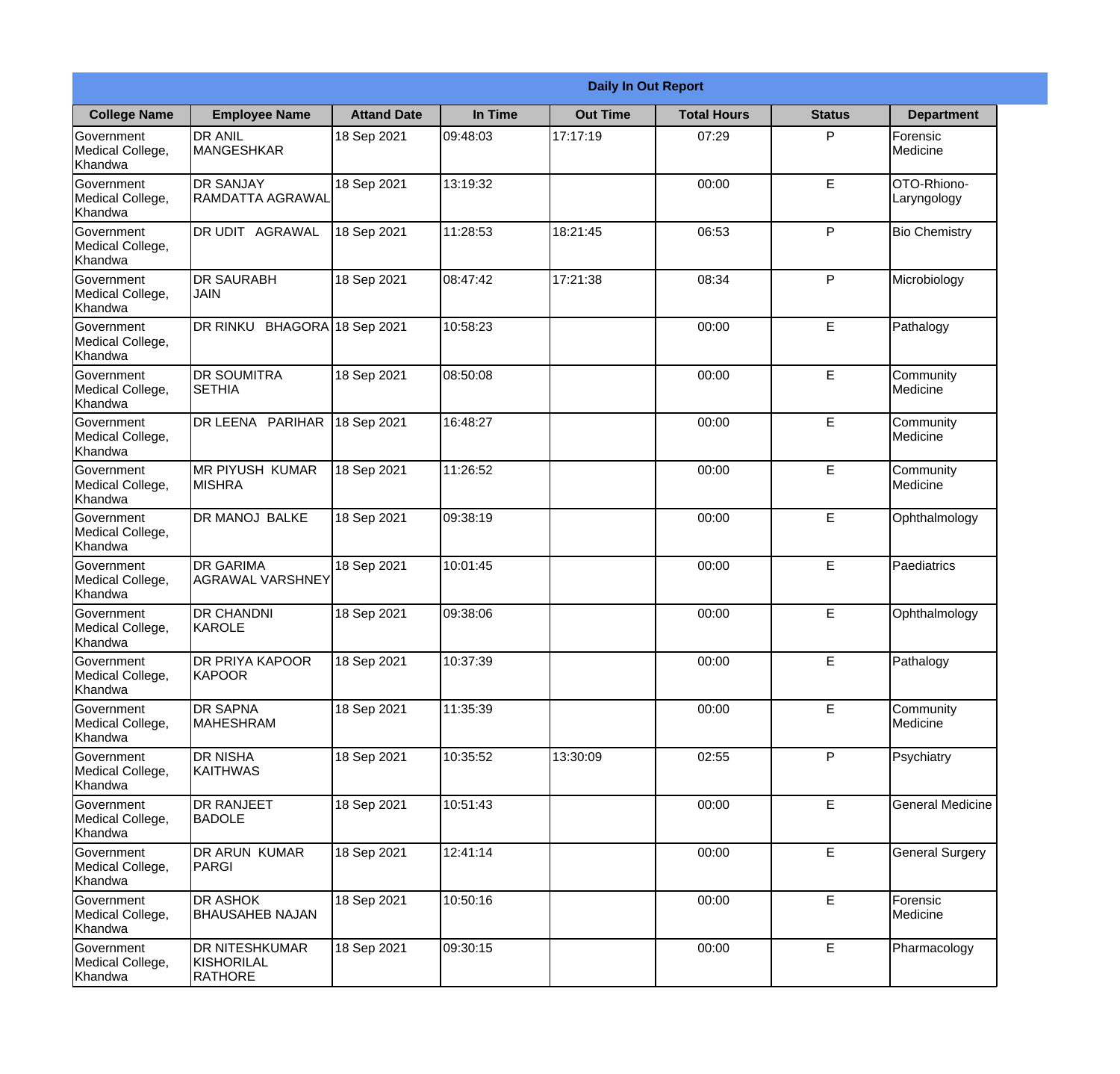# Daily In Out Report

| College Name | Employee Name | Attand Date | In Time | Out Time | Total Hours | Status | Department |
|---|---|---|---|---|---|---|---|
| Government Medical College, Khandwa | DR ANIL MANGESHKAR | 18 Sep 2021 | 09:48:03 | 17:17:19 | 07:29 | P | Forensic Medicine |
| Government Medical College, Khandwa | DR SANJAY RAMDATTA AGRAWAL | 18 Sep 2021 | 13:19:32 | | 00:00 | E | OTO-Rhiono-Laryngology |
| Government Medical College, Khandwa | DR UDIT AGRAWAL | 18 Sep 2021 | 11:28:53 | 18:21:45 | 06:53 | P | Bio Chemistry |
| Government Medical College, Khandwa | DR SAURABH JAIN | 18 Sep 2021 | 08:47:42 | 17:21:38 | 08:34 | P | Microbiology |
| Government Medical College, Khandwa | DR RINKU BHAGORA | 18 Sep 2021 | 10:58:23 | | 00:00 | E | Pathalogy |
| Government Medical College, Khandwa | DR SOUMITRA SETHIA | 18 Sep 2021 | 08:50:08 | | 00:00 | E | Community Medicine |
| Government Medical College, Khandwa | DR LEENA PARIHAR | 18 Sep 2021 | 16:48:27 | | 00:00 | E | Community Medicine |
| Government Medical College, Khandwa | MR PIYUSH KUMAR MISHRA | 18 Sep 2021 | 11:26:52 | | 00:00 | E | Community Medicine |
| Government Medical College, Khandwa | DR MANOJ BALKE | 18 Sep 2021 | 09:38:19 | | 00:00 | E | Ophthalmology |
| Government Medical College, Khandwa | DR GARIMA AGRAWAL VARSHNEY | 18 Sep 2021 | 10:01:45 | | 00:00 | E | Paediatrics |
| Government Medical College, Khandwa | DR CHANDNI KAROLE | 18 Sep 2021 | 09:38:06 | | 00:00 | E | Ophthalmology |
| Government Medical College, Khandwa | DR PRIYA KAPOOR KAPOOR | 18 Sep 2021 | 10:37:39 | | 00:00 | E | Pathalogy |
| Government Medical College, Khandwa | DR SAPNA MAHESHRAM | 18 Sep 2021 | 11:35:39 | | 00:00 | E | Community Medicine |
| Government Medical College, Khandwa | DR NISHA KAITHWAS | 18 Sep 2021 | 10:35:52 | 13:30:09 | 02:55 | P | Psychiatry |
| Government Medical College, Khandwa | DR RANJEET BADOLE | 18 Sep 2021 | 10:51:43 | | 00:00 | E | General Medicine |
| Government Medical College, Khandwa | DR ARUN KUMAR PARGI | 18 Sep 2021 | 12:41:14 | | 00:00 | E | General Surgery |
| Government Medical College, Khandwa | DR ASHOK BHAUSAHEB NAJAN | 18 Sep 2021 | 10:50:16 | | 00:00 | E | Forensic Medicine |
| Government Medical College, Khandwa | DR NITESHKUMAR KISHORILAL RATHORE | 18 Sep 2021 | 09:30:15 | | 00:00 | E | Pharmacology |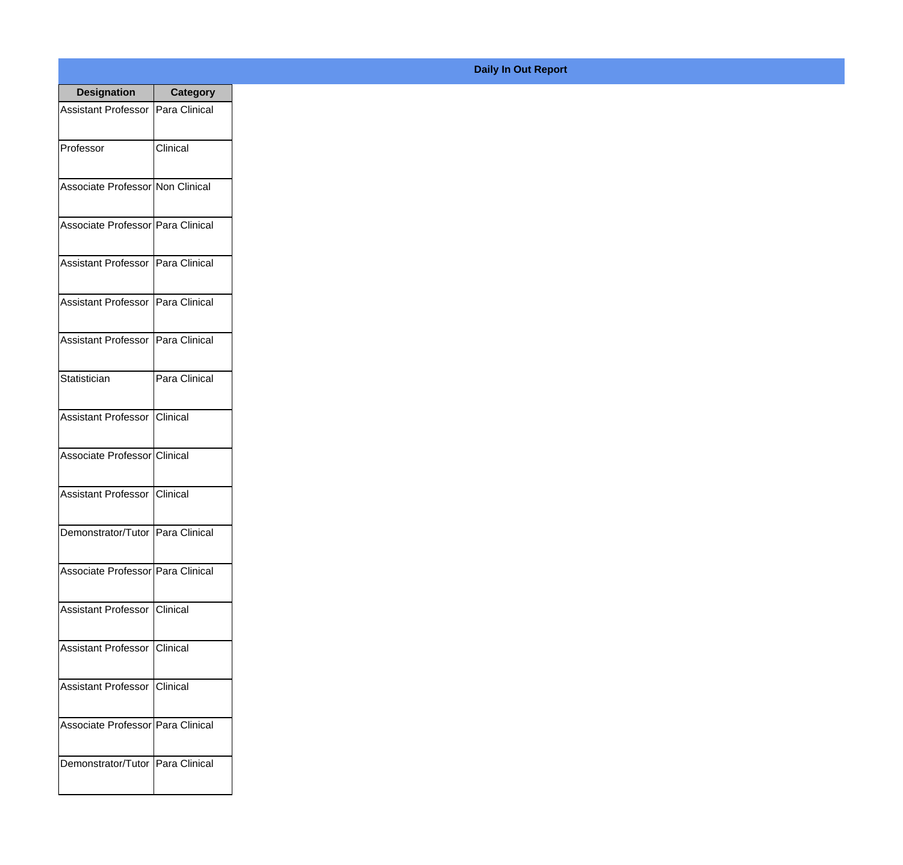**Daily In Out Report**

| Designation | Category |
|---|---|
| Assistant Professor | Para Clinical |
| Professor | Clinical |
| Associate Professor | Non Clinical |
| Associate Professor | Para Clinical |
| Assistant Professor | Para Clinical |
| Assistant Professor | Para Clinical |
| Assistant Professor | Para Clinical |
| Statistician | Para Clinical |
| Assistant Professor | Clinical |
| Associate Professor | Clinical |
| Assistant Professor | Clinical |
| Demonstrator/Tutor | Para Clinical |
| Associate Professor | Para Clinical |
| Assistant Professor | Clinical |
| Assistant Professor | Clinical |
| Assistant Professor | Clinical |
| Associate Professor | Para Clinical |
| Demonstrator/Tutor | Para Clinical |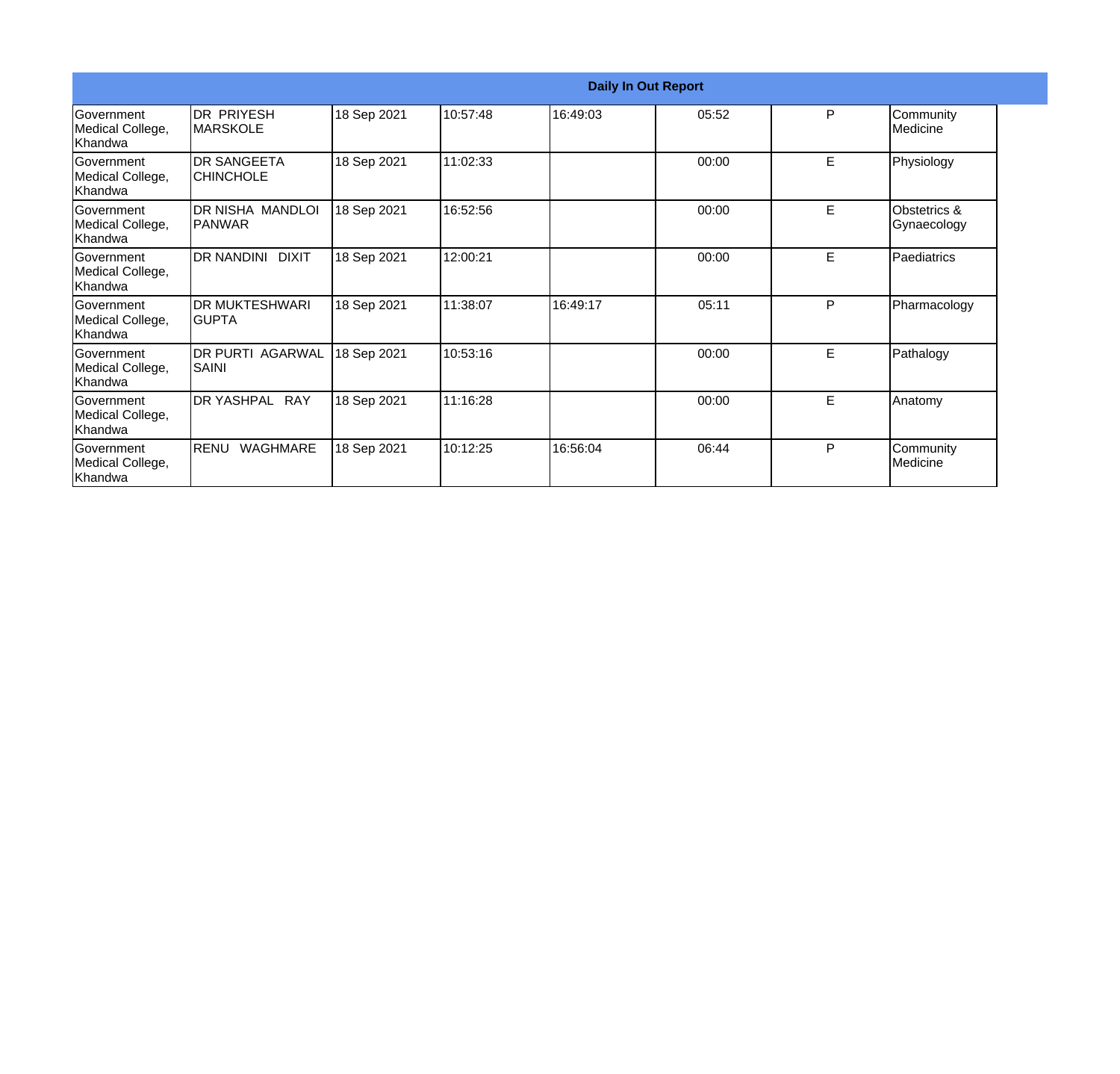| Daily In Out Report | | | | | | | |
|---|---|---|---|---|---|---|---|
| Government Medical College, Khandwa | DR PRIYESH MARSKOLE | 18 Sep 2021 | 10:57:48 | 16:49:03 | 05:52 | P | Community Medicine |
| Government Medical College, Khandwa | DR SANGEETA CHINCHOLE | 18 Sep 2021 | 11:02:33 | | 00:00 | E | Physiology |
| Government Medical College, Khandwa | DR NISHA MANDLOI PANWAR | 18 Sep 2021 | 16:52:56 | | 00:00 | E | Obstetrics & Gynaecology |
| Government Medical College, Khandwa | DR NANDINI DIXIT | 18 Sep 2021 | 12:00:21 | | 00:00 | E | Paediatrics |
| Government Medical College, Khandwa | DR MUKTESHWARI GUPTA | 18 Sep 2021 | 11:38:07 | 16:49:17 | 05:11 | P | Pharmacology |
| Government Medical College, Khandwa | DR PURTI AGARWAL SAINI | 18 Sep 2021 | 10:53:16 | | 00:00 | E | Pathalogy |
| Government Medical College, Khandwa | DR YASHPAL RAY | 18 Sep 2021 | 11:16:28 | | 00:00 | E | Anatomy |
| Government Medical College, Khandwa | RENU WAGHMARE | 18 Sep 2021 | 10:12:25 | 16:56:04 | 06:44 | P | Community Medicine |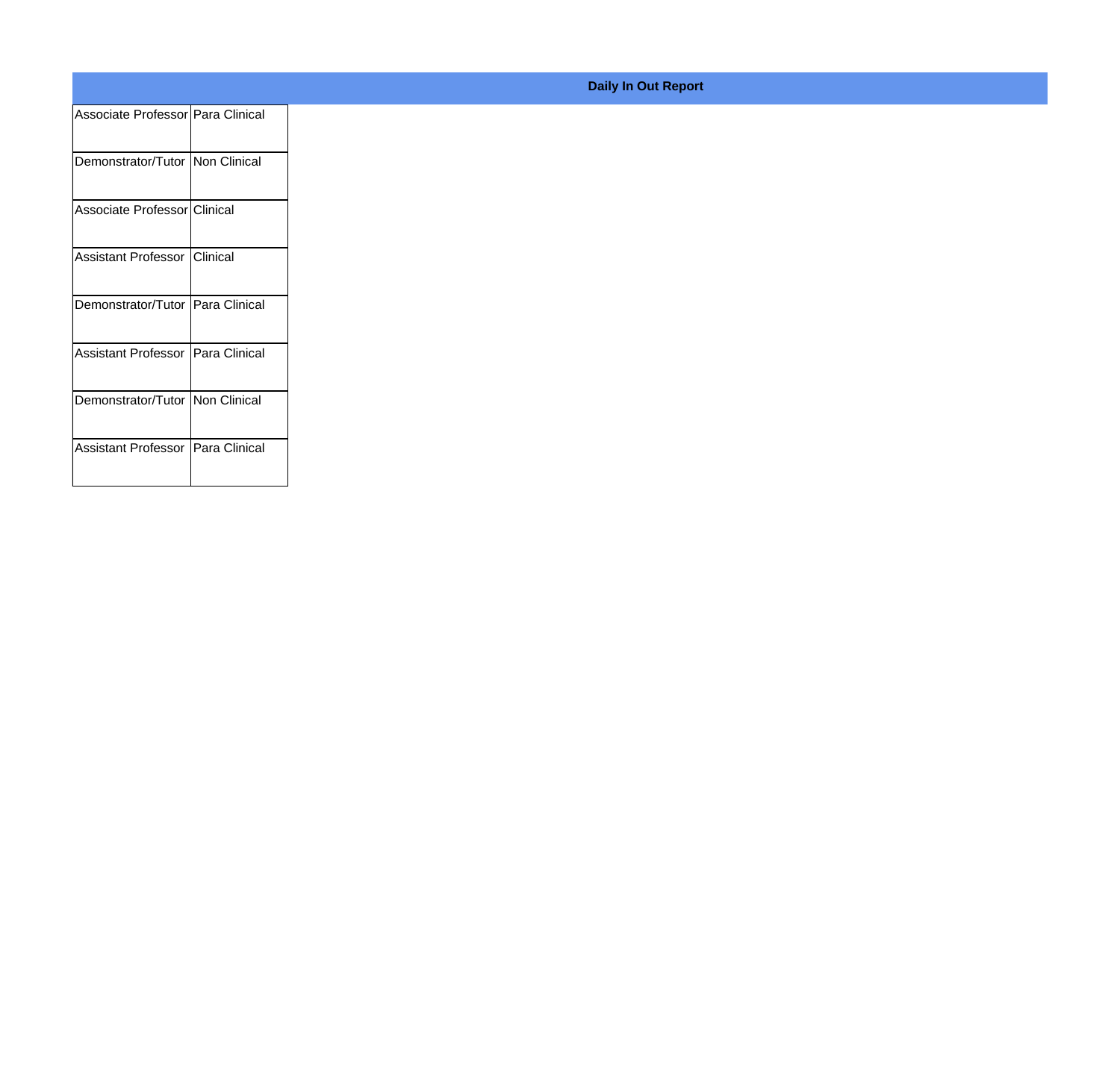**Daily In Out Report**

| | |
|---|---|
| Associate Professor | Para Clinical |
| Demonstrator/Tutor | Non Clinical |
| Associate Professor | Clinical |
| Assistant Professor | Clinical |
| Demonstrator/Tutor | Para Clinical |
| Assistant Professor | Para Clinical |
| Demonstrator/Tutor | Non Clinical |
| Assistant Professor | Para Clinical |